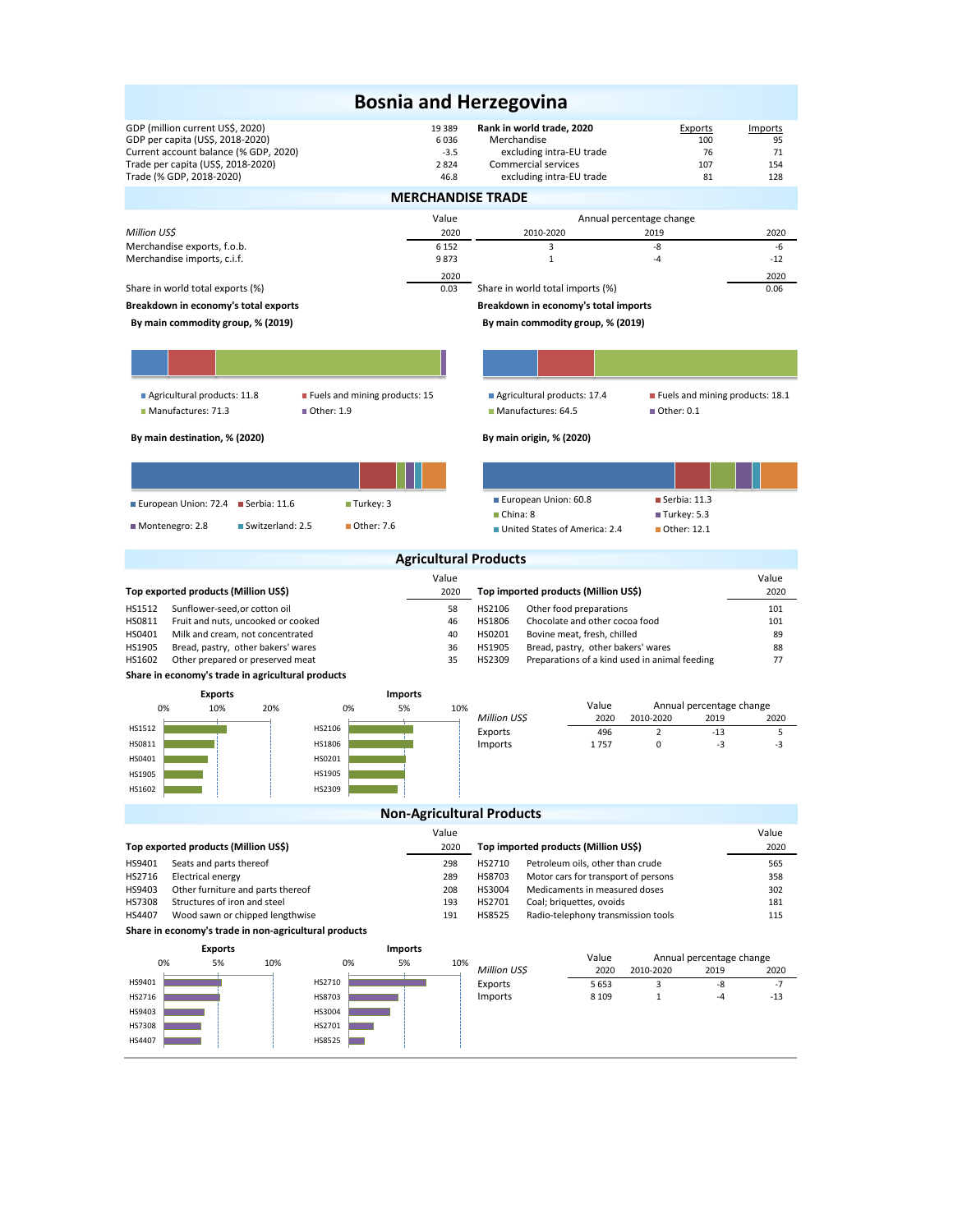# Bosnia and Herzegovina

| | | Rank in world trade, 2020 | Exports | Imports |
|---|---|---|---|---|
| GDP (million current US$, 2020) | 19 389 | Merchandise | 100 | 95 |
| GDP per capita (US$, 2018-2020) | 6 036 | excluding intra-EU trade | 76 | 71 |
| Current account balance (% GDP, 2020) | -3.5 | Commercial services | 107 | 154 |
| Trade per capita (US$, 2018-2020) | 2 824 | excluding intra-EU trade | 81 | 128 |
| Trade (% GDP, 2018-2020) | 46.8 | | | |

## MERCHANDISE TRADE

| *Million US$* | Value 2020 | Annual percentage change 2010-2020 | 2019 | 2020 |
|---|---|---|---|---|
| Merchandise exports, f.o.b. | 6 152 | 3 | -8 | -6 |
| Merchandise imports, c.i.f. | 9 873 | 1 | -4 | -12 |

| | 2020 | | 2020 |
|---|---|---|---|
| Share in world total exports (%) | 0.03 | Share in world total imports (%) | 0.06 |

**Breakdown in economy's total exports**

**By main commodity group, % (2019)**

- Agricultural products: 11.8
- Fuels and mining products: 15
- Manufactures: 71.3
- Other: 1.9

**By main destination, % (2020)**

- European Union: 72.4
- Serbia: 11.6
- Turkey: 3
- Montenegro: 2.8
- Switzerland: 2.5
- Other: 7.6

**Breakdown in economy's total imports**

**By main commodity group, % (2019)**

- Agricultural products: 17.4
- Fuels and mining products: 18.1
- Manufactures: 64.5
- Other: 0.1

**By main origin, % (2020)**

- European Union: 60.8
- Serbia: 11.3
- China: 8
- Turkey: 5.3
- United States of America: 2.4
- Other: 12.1

## Agricultural Products

| Top exported products (Million US$) | | Value 2020 |
|---|---|---|
| HS1512 | Sunflower-seed,or cotton oil | 58 |
| HS0811 | Fruit and nuts, uncooked or cooked | 46 |
| HS0401 | Milk and cream, not concentrated | 40 |
| HS1905 | Bread, pastry, other bakers' wares | 36 |
| HS1602 | Other prepared or preserved meat | 35 |

| Top imported products (Million US$) | | Value 2020 |
|---|---|---|
| HS2106 | Other food preparations | 101 |
| HS1806 | Chocolate and other cocoa food | 101 |
| HS0201 | Bovine meat, fresh, chilled | 89 |
| HS1905 | Bread, pastry, other bakers' wares | 88 |
| HS2309 | Preparations of a kind used in animal feeding | 77 |

**Share in economy's trade in agricultural products**

| *Million US$* | Value 2020 | Annual percentage change 2010-2020 | 2019 | 2020 |
|---|---|---|---|---|
| Exports | 496 | 2 | -13 | 5 |
| Imports | 1 757 | 0 | -3 | -3 |

## Non-Agricultural Products

| Top exported products (Million US$) | | Value 2020 |
|---|---|---|
| HS9401 | Seats and parts thereof | 298 |
| HS2716 | Electrical energy | 289 |
| HS9403 | Other furniture and parts thereof | 208 |
| HS7308 | Structures of iron and steel | 193 |
| HS4407 | Wood sawn or chipped lengthwise | 191 |

| Top imported products (Million US$) | | Value 2020 |
|---|---|---|
| HS2710 | Petroleum oils, other than crude | 565 |
| HS8703 | Motor cars for transport of persons | 358 |
| HS3004 | Medicaments in measured doses | 302 |
| HS2701 | Coal; briquettes, ovoids | 181 |
| HS8525 | Radio-telephony transmission tools | 115 |

**Share in economy's trade in non-agricultural products**

| *Million US$* | Value 2020 | Annual percentage change 2010-2020 | 2019 | 2020 |
|---|---|---|---|---|
| Exports | 5 653 | 3 | -8 | -7 |
| Imports | 8 109 | 1 | -4 | -13 |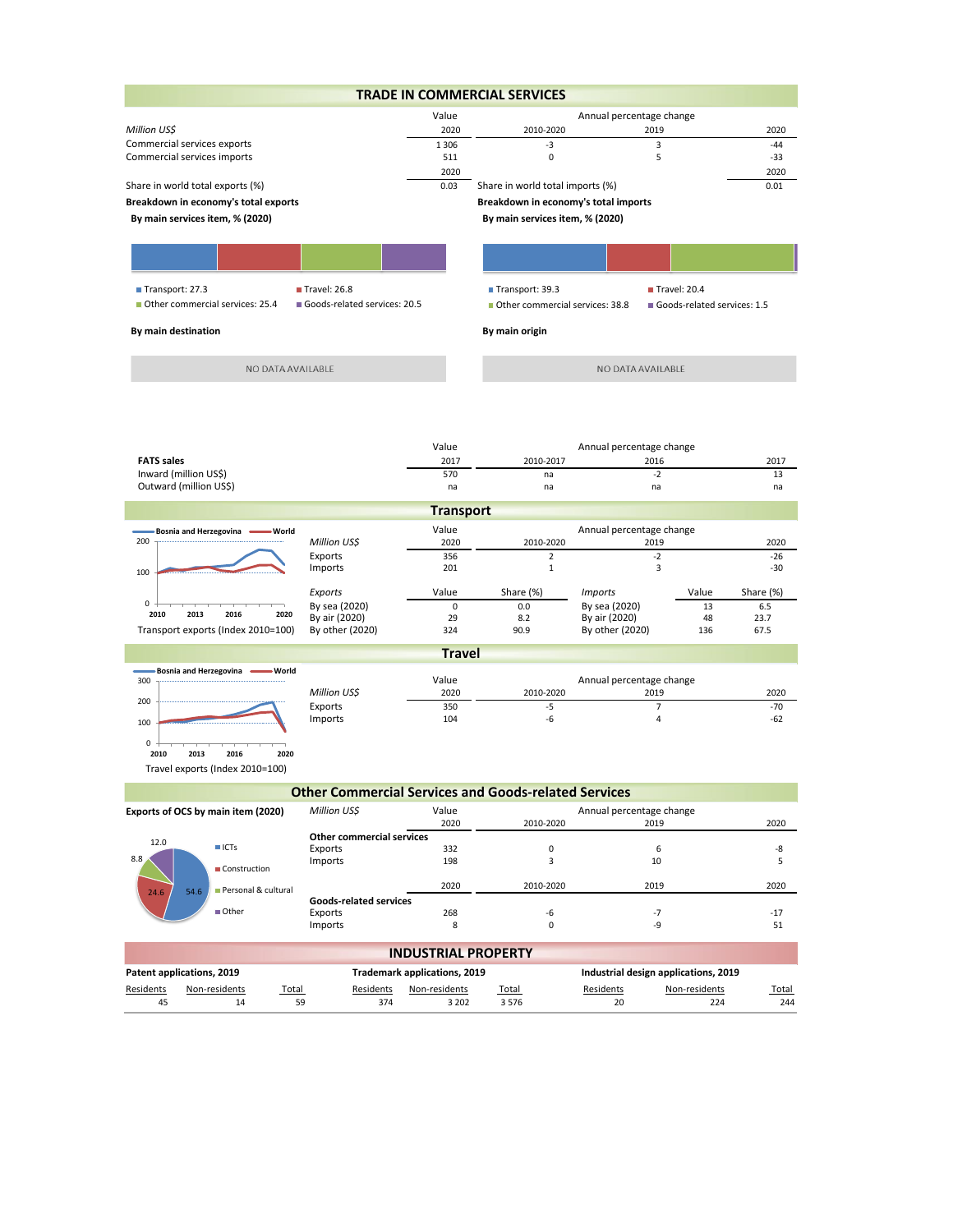## TRADE IN COMMERCIAL SERVICES

| Million US$ | Value 2020 | Annual percentage change 2010-2020 | 2019 | 2020 |
|---|---|---|---|---|
| Commercial services exports | 1 306 | -3 | 3 | -44 |
| Commercial services imports | 511 | 0 | 5 | -33 |

| | 2020 | | 2020 |
|---|---|---|---|
| Share in world total exports (%) | 0.03 | Share in world total imports (%) | 0.01 |

**Breakdown in economy's total exports**

**By main services item, % (2020)**

Transport: 27.3
Travel: 26.8
Other commercial services: 25.4
Goods-related services: 20.5

**Breakdown in economy's total imports**

**By main services item, % (2020)**

Transport: 39.3
Travel: 20.4
Other commercial services: 38.8
Goods-related services: 1.5

**By main destination**

NO DATA AVAILABLE

**By main origin**

NO DATA AVAILABLE

| **FATS sales** | Value 2017 | Annual percentage change 2010-2017 | 2016 | 2017 |
|---|---|---|---|---|
| Inward (million US$) | 570 | na | -2 | 13 |
| Outward (million US$) | na | na | na | na |

## Transport

Bosnia and Herzegovina
World
200
100
0
2010
2013
2016
2020
Transport exports (Index 2010=100)

| *Million US$* | Value 2020 | Annual percentage change 2010-2020 | 2019 | 2020 |
|---|---|---|---|---|
| Exports | 356 | 2 | -2 | -26 |
| Imports | 201 | 1 | 3 | -30 |

| *Exports* | Value | Share (%) | *Imports* | Value | Share (%) |
|---|---|---|---|---|---|
| By sea (2020) | 0 | 0.0 | By sea (2020) | 13 | 6.5 |
| By air (2020) | 29 | 8.2 | By air (2020) | 48 | 23.7 |
| By other (2020) | 324 | 90.9 | By other (2020) | 136 | 67.5 |

## Travel

Bosnia and Herzegovina
World
300
200
100
0
2010
2013
2016
2020
Travel exports (Index 2010=100)

| *Million US$* | Value 2020 | Annual percentage change 2010-2020 | 2019 | 2020 |
|---|---|---|---|---|
| Exports | 350 | -5 | 7 | -70 |
| Imports | 104 | -6 | 4 | -62 |

## Other Commercial Services and Goods-related Services

**Exports of OCS by main item (2020)**

12.0
8.8
24.6
54.6
ICTs
Construction
Personal & cultural
Other

| *Million US$* | Value 2020 | Annual percentage change 2010-2020 | 2019 | 2020 |
|---|---|---|---|---|
| **Other commercial services** | | | | |
| Exports | 332 | 0 | 6 | -8 |
| Imports | 198 | 3 | 10 | 5 |
| | 2020 | 2010-2020 | 2019 | 2020 |
| **Goods-related services** | | | | |
| Exports | 268 | -6 | -7 | -17 |
| Imports | 8 | 0 | -9 | 51 |

## INDUSTRIAL PROPERTY

| Patent applications, 2019 | | | Trademark applications, 2019 | | | Industrial design applications, 2019 | | |
|---|---|---|---|---|---|---|---|---|
| Residents | Non-residents | Total | Residents | Non-residents | Total | Residents | Non-residents | Total |
| 45 | 14 | 59 | 374 | 3 202 | 3 576 | 20 | 224 | 244 |